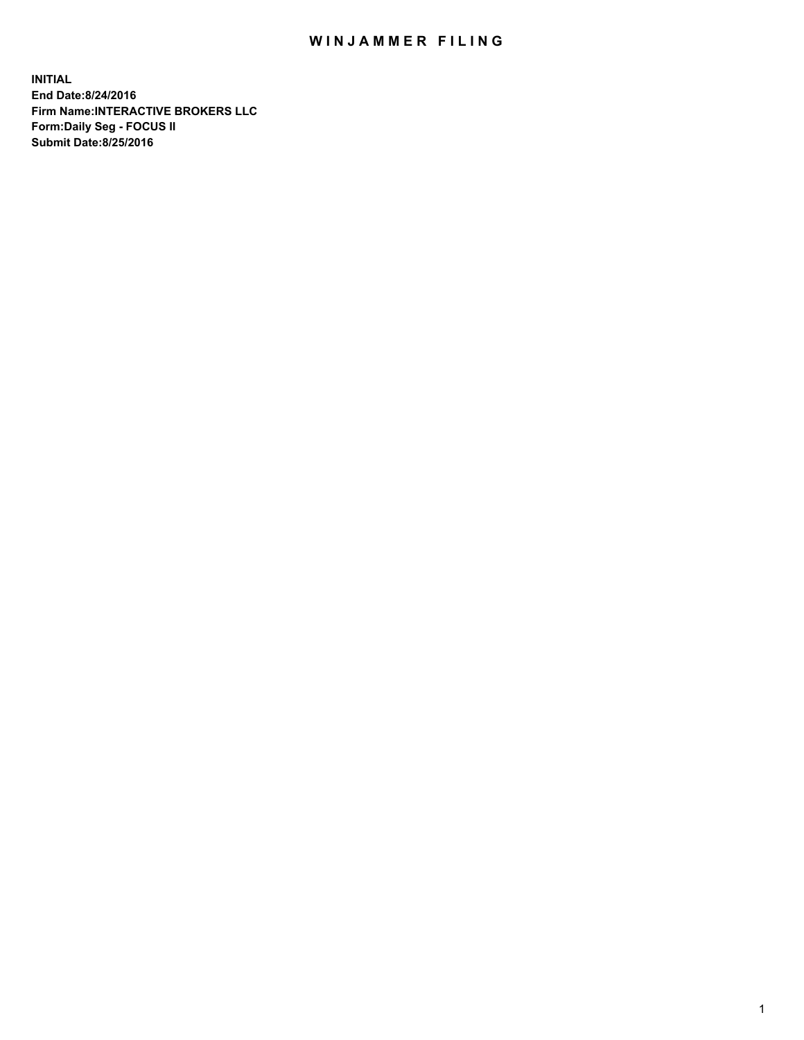# WINJAMMER FILING

**INITIAL**
**End Date:8/24/2016**
**Firm Name:INTERACTIVE BROKERS LLC**
**Form:Daily Seg - FOCUS II**
**Submit Date:8/25/2016**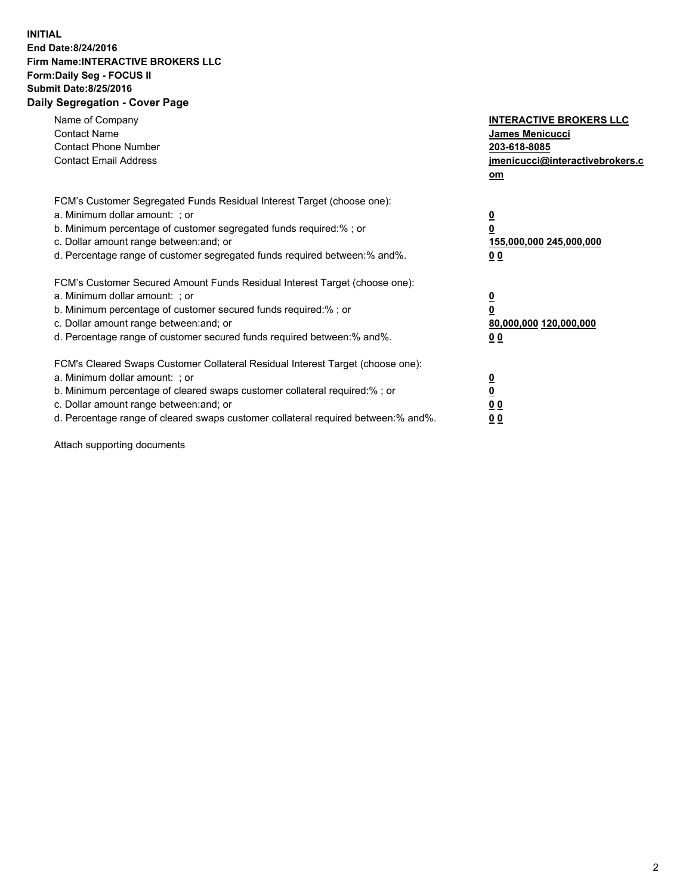**INITIAL**
**End Date:8/24/2016**
**Firm Name:INTERACTIVE BROKERS LLC**
**Form:Daily Seg - FOCUS II**
**Submit Date:8/25/2016**
**Daily Segregation - Cover Page**

| | |
|---|---|
| Name of Company | **INTERACTIVE BROKERS LLC** |
| Contact Name | **James Menicucci** |
| Contact Phone Number | **203-618-8085** |
| Contact Email Address | **jmenicucci@interactivebrokers.com** |

FCM's Customer Segregated Funds Residual Interest Target (choose one):

| | |
|---|---|
| a. Minimum dollar amount: ; or | **0** |
| b. Minimum percentage of customer segregated funds required:% ; or | **0** |
| c. Dollar amount range between:and; or | **155,000,000 245,000,000** |
| d. Percentage range of customer segregated funds required between:% and%. | **0 0** |

FCM's Customer Secured Amount Funds Residual Interest Target (choose one):

| | |
|---|---|
| a. Minimum dollar amount: ; or | **0** |
| b. Minimum percentage of customer secured funds required:% ; or | **0** |
| c. Dollar amount range between:and; or | **80,000,000 120,000,000** |
| d. Percentage range of customer secured funds required between:% and%. | **0 0** |

FCM's Cleared Swaps Customer Collateral Residual Interest Target (choose one):

| | |
|---|---|
| a. Minimum dollar amount: ; or | **0** |
| b. Minimum percentage of cleared swaps customer collateral required:% ; or | **0** |
| c. Dollar amount range between:and; or | **0 0** |
| d. Percentage range of cleared swaps customer collateral required between:% and%. | **0 0** |

Attach supporting documents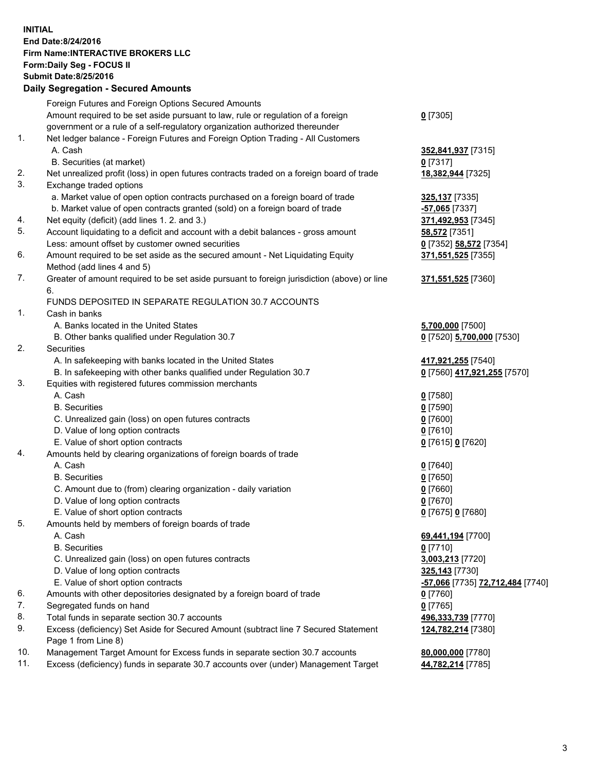**INITIAL**
**End Date:8/24/2016**
**Firm Name:INTERACTIVE BROKERS LLC**
**Form:Daily Seg - FOCUS II**
**Submit Date:8/25/2016**

## Daily Segregation - Secured Amounts

| | | |
|---|---|---|
| | Foreign Futures and Foreign Options Secured Amounts | |
| | Amount required to be set aside pursuant to law, rule or regulation of a foreign government or a rule of a self-regulatory organization authorized thereunder | **0** [7305] |
| 1. | Net ledger balance - Foreign Futures and Foreign Option Trading - All Customers | |
| | A. Cash | **352,841,937** [7315] |
| | B. Securities (at market) | **0** [7317] |
| 2. | Net unrealized profit (loss) in open futures contracts traded on a foreign board of trade | **18,382,944** [7325] |
| 3. | Exchange traded options | |
| | a. Market value of open option contracts purchased on a foreign board of trade | **325,137** [7335] |
| | b. Market value of open contracts granted (sold) on a foreign board of trade | **-57,065** [7337] |
| 4. | Net equity (deficit) (add lines 1. 2. and 3.) | **371,492,953** [7345] |
| 5. | Account liquidating to a deficit and account with a debit balances - gross amount | **58,572** [7351] |
| | Less: amount offset by customer owned securities | **0** [7352] **58,572** [7354] |
| 6. | Amount required to be set aside as the secured amount - Net Liquidating Equity Method (add lines 4 and 5) | **371,551,525** [7355] |
| 7. | Greater of amount required to be set aside pursuant to foreign jurisdiction (above) or line 6. | **371,551,525** [7360] |
| | FUNDS DEPOSITED IN SEPARATE REGULATION 30.7 ACCOUNTS | |
| 1. | Cash in banks | |
| | A. Banks located in the United States | **5,700,000** [7500] |
| | B. Other banks qualified under Regulation 30.7 | **0** [7520] **5,700,000** [7530] |
| 2. | Securities | |
| | A. In safekeeping with banks located in the United States | **417,921,255** [7540] |
| | B. In safekeeping with other banks qualified under Regulation 30.7 | **0** [7560] **417,921,255** [7570] |
| 3. | Equities with registered futures commission merchants | |
| | A. Cash | **0** [7580] |
| | B. Securities | **0** [7590] |
| | C. Unrealized gain (loss) on open futures contracts | **0** [7600] |
| | D. Value of long option contracts | **0** [7610] |
| | E. Value of short option contracts | **0** [7615] **0** [7620] |
| 4. | Amounts held by clearing organizations of foreign boards of trade | |
| | A. Cash | **0** [7640] |
| | B. Securities | **0** [7650] |
| | C. Amount due to (from) clearing organization - daily variation | **0** [7660] |
| | D. Value of long option contracts | **0** [7670] |
| | E. Value of short option contracts | **0** [7675] **0** [7680] |
| 5. | Amounts held by members of foreign boards of trade | |
| | A. Cash | **69,441,194** [7700] |
| | B. Securities | **0** [7710] |
| | C. Unrealized gain (loss) on open futures contracts | **3,003,213** [7720] |
| | D. Value of long option contracts | **325,143** [7730] |
| | E. Value of short option contracts | **-57,066** [7735] **72,712,484** [7740] |
| 6. | Amounts with other depositories designated by a foreign board of trade | **0** [7760] |
| 7. | Segregated funds on hand | **0** [7765] |
| 8. | Total funds in separate section 30.7 accounts | **496,333,739** [7770] |
| 9. | Excess (deficiency) Set Aside for Secured Amount (subtract line 7 Secured Statement Page 1 from Line 8) | **124,782,214** [7380] |
| 10. | Management Target Amount for Excess funds in separate section 30.7 accounts | **80,000,000** [7780] |
| 11. | Excess (deficiency) funds in separate 30.7 accounts over (under) Management Target | **44,782,214** [7785] |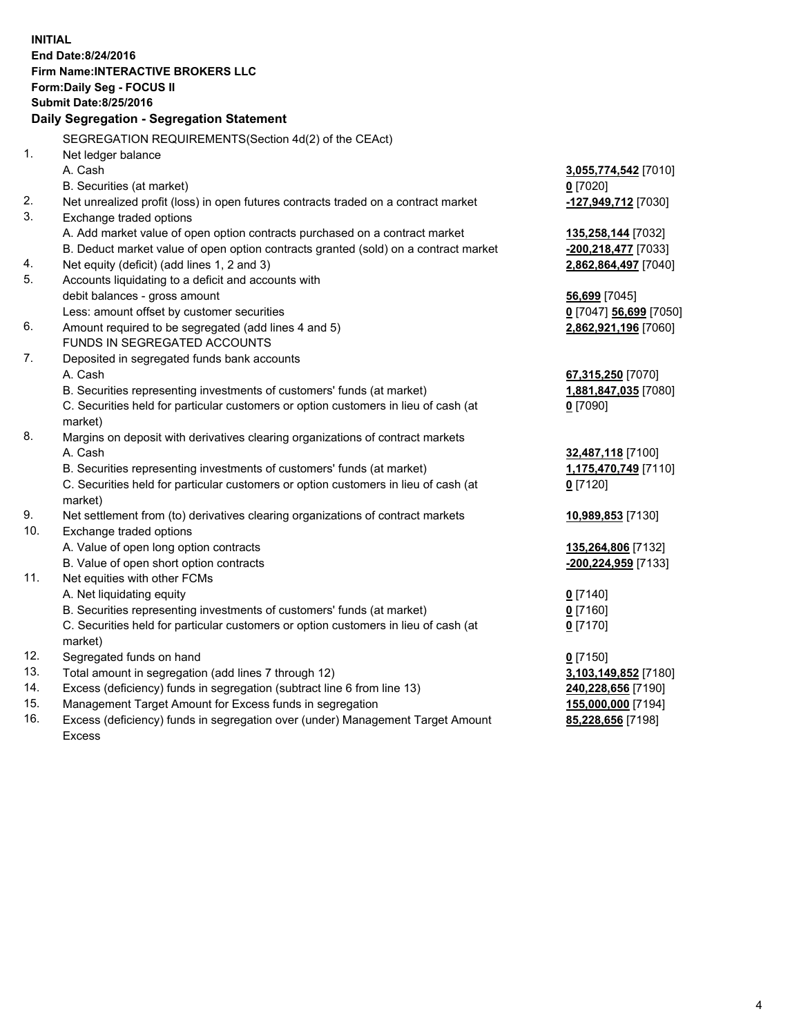**INITIAL**
**End Date:8/24/2016**
**Firm Name:INTERACTIVE BROKERS LLC**
**Form:Daily Seg - FOCUS II**
**Submit Date:8/25/2016**

## Daily Segregation - Segregation Statement

SEGREGATION REQUIREMENTS(Section 4d(2) of the CEAct)

| | | |
|---|---|---|
| 1. | Net ledger balance | |
| | A. Cash | **3,055,774,542** [7010] |
| | B. Securities (at market) | **0** [7020] |
| 2. | Net unrealized profit (loss) in open futures contracts traded on a contract market | **-127,949,712** [7030] |
| 3. | Exchange traded options | |
| | A. Add market value of open option contracts purchased on a contract market | **135,258,144** [7032] |
| | B. Deduct market value of open option contracts granted (sold) on a contract market | **-200,218,477** [7033] |
| 4. | Net equity (deficit) (add lines 1, 2 and 3) | **2,862,864,497** [7040] |
| 5. | Accounts liquidating to a deficit and accounts with debit balances - gross amount | **56,699** [7045] |
| | Less: amount offset by customer securities | **0** [7047] **56,699** [7050] |
| 6. | Amount required to be segregated (add lines 4 and 5) | **2,862,921,196** [7060] |
| | FUNDS IN SEGREGATED ACCOUNTS | |
| 7. | Deposited in segregated funds bank accounts | |
| | A. Cash | **67,315,250** [7070] |
| | B. Securities representing investments of customers' funds (at market) | **1,881,847,035** [7080] |
| | C. Securities held for particular customers or option customers in lieu of cash (at market) | **0** [7090] |
| 8. | Margins on deposit with derivatives clearing organizations of contract markets | |
| | A. Cash | **32,487,118** [7100] |
| | B. Securities representing investments of customers' funds (at market) | **1,175,470,749** [7110] |
| | C. Securities held for particular customers or option customers in lieu of cash (at market) | **0** [7120] |
| 9. | Net settlement from (to) derivatives clearing organizations of contract markets | **10,989,853** [7130] |
| 10. | Exchange traded options | |
| | A. Value of open long option contracts | **135,264,806** [7132] |
| | B. Value of open short option contracts | **-200,224,959** [7133] |
| 11. | Net equities with other FCMs | |
| | A. Net liquidating equity | **0** [7140] |
| | B. Securities representing investments of customers' funds (at market) | **0** [7160] |
| | C. Securities held for particular customers or option customers in lieu of cash (at market) | **0** [7170] |
| 12. | Segregated funds on hand | **0** [7150] |
| 13. | Total amount in segregation (add lines 7 through 12) | **3,103,149,852** [7180] |
| 14. | Excess (deficiency) funds in segregation (subtract line 6 from line 13) | **240,228,656** [7190] |
| 15. | Management Target Amount for Excess funds in segregation | **155,000,000** [7194] |
| 16. | Excess (deficiency) funds in segregation over (under) Management Target Amount Excess | **85,228,656** [7198] |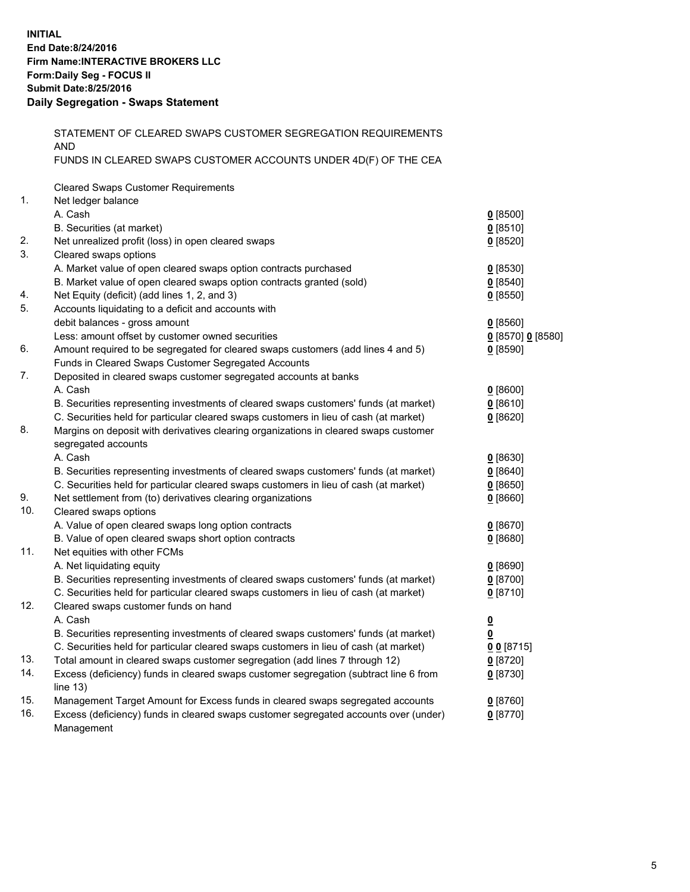**INITIAL**
**End Date:8/24/2016**
**Firm Name:INTERACTIVE BROKERS LLC**
**Form:Daily Seg - FOCUS II**
**Submit Date:8/25/2016**
**Daily Segregation - Swaps Statement**

STATEMENT OF CLEARED SWAPS CUSTOMER SEGREGATION REQUIREMENTS AND FUNDS IN CLEARED SWAPS CUSTOMER ACCOUNTS UNDER 4D(F) OF THE CEA

| | | |
|---|---|---|
| | Cleared Swaps Customer Requirements | |
| 1. | Net ledger balance | |
| | A. Cash | 0 [8500] |
| | B. Securities (at market) | 0 [8510] |
| 2. | Net unrealized profit (loss) in open cleared swaps | 0 [8520] |
| 3. | Cleared swaps options | |
| | A. Market value of open cleared swaps option contracts purchased | 0 [8530] |
| | B. Market value of open cleared swaps option contracts granted (sold) | 0 [8540] |
| 4. | Net Equity (deficit) (add lines 1, 2, and 3) | 0 [8550] |
| 5. | Accounts liquidating to a deficit and accounts with debit balances - gross amount | 0 [8560] |
| | Less: amount offset by customer owned securities | 0 [8570] 0 [8580] |
| 6. | Amount required to be segregated for cleared swaps customers (add lines 4 and 5) | 0 [8590] |
| | Funds in Cleared Swaps Customer Segregated Accounts | |
| 7. | Deposited in cleared swaps customer segregated accounts at banks | |
| | A. Cash | 0 [8600] |
| | B. Securities representing investments of cleared swaps customers' funds (at market) | 0 [8610] |
| | C. Securities held for particular cleared swaps customers in lieu of cash (at market) | 0 [8620] |
| 8. | Margins on deposit with derivatives clearing organizations in cleared swaps customer segregated accounts | |
| | A. Cash | 0 [8630] |
| | B. Securities representing investments of cleared swaps customers' funds (at market) | 0 [8640] |
| | C. Securities held for particular cleared swaps customers in lieu of cash (at market) | 0 [8650] |
| 9. | Net settlement from (to) derivatives clearing organizations | 0 [8660] |
| 10. | Cleared swaps options | |
| | A. Value of open cleared swaps long option contracts | 0 [8670] |
| | B. Value of open cleared swaps short option contracts | 0 [8680] |
| 11. | Net equities with other FCMs | |
| | A. Net liquidating equity | 0 [8690] |
| | B. Securities representing investments of cleared swaps customers' funds (at market) | 0 [8700] |
| | C. Securities held for particular cleared swaps customers in lieu of cash (at market) | 0 [8710] |
| 12. | Cleared swaps customer funds on hand | |
| | A. Cash | 0 |
| | B. Securities representing investments of cleared swaps customers' funds (at market) | 0 |
| | C. Securities held for particular cleared swaps customers in lieu of cash (at market) | 0 0 [8715] |
| 13. | Total amount in cleared swaps customer segregation (add lines 7 through 12) | 0 [8720] |
| 14. | Excess (deficiency) funds in cleared swaps customer segregation (subtract line 6 from line 13) | 0 [8730] |
| 15. | Management Target Amount for Excess funds in cleared swaps segregated accounts | 0 [8760] |
| 16. | Excess (deficiency) funds in cleared swaps customer segregated accounts over (under) Management | 0 [8770] |